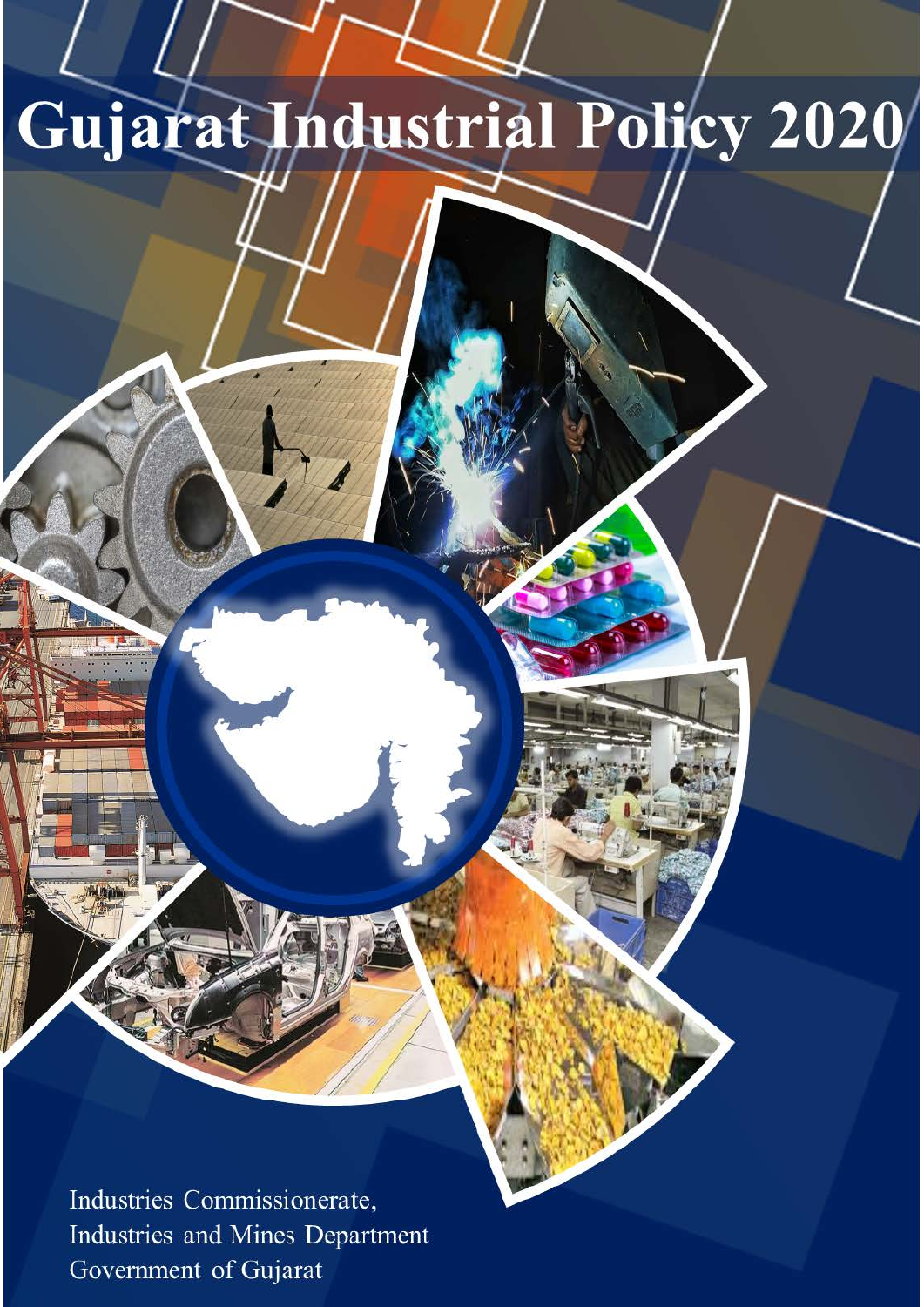# Gujarat Industrial Policy 2020

Industries Commissionerate,
Industries and Mines Department
Government of Gujarat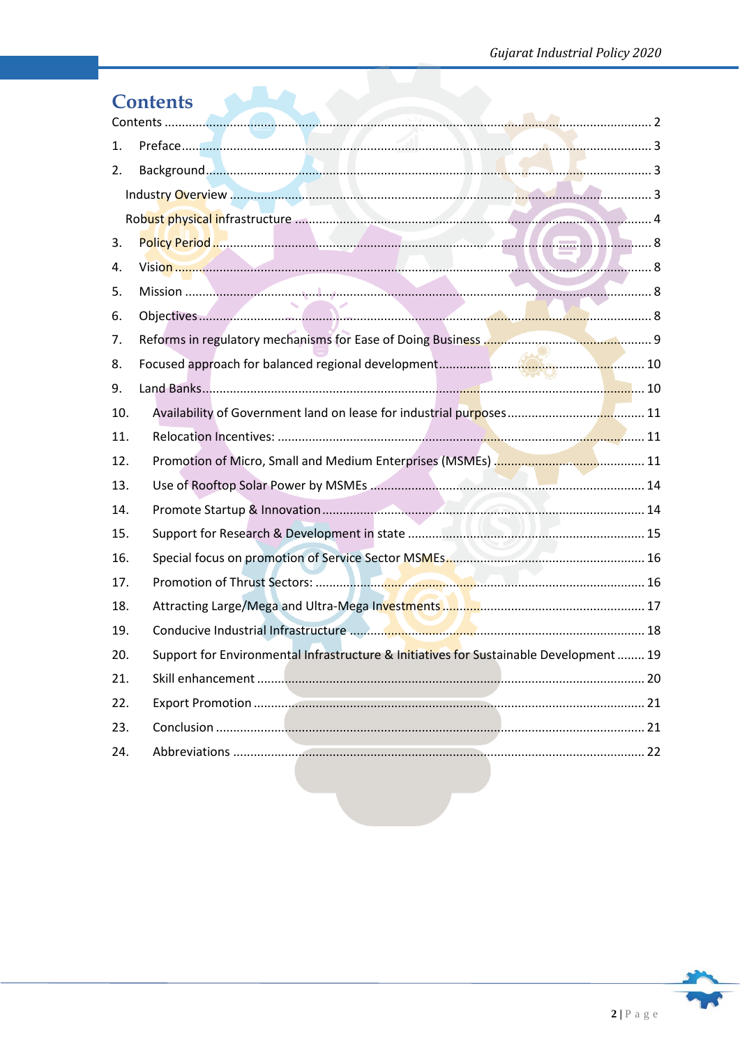# Contents

Contents ........................................................................................................................... 2

1. Preface ........................................................................................................................... 3
2. Background ..................................................................................................................... 3
   - Industry Overview ........................................................................................................ 3
   - Robust physical infrastructure ..................................................................................... 4
3. Policy Period .................................................................................................................. 8
4. Vision .............................................................................................................................. 8
5. Mission ............................................................................................................................ 8
6. Objectives ....................................................................................................................... 8
7. Reforms in regulatory mechanisms for Ease of Doing Business ...................................... 9
8. Focused approach for balanced regional development .................................................. 10
9. Land Banks ...................................................................................................................... 10
10. Availability of Government land on lease for industrial purposes ................................ 11
11. Relocation Incentives: ................................................................................................... 11
12. Promotion of Micro, Small and Medium Enterprises (MSMEs) ..................................... 11
13. Use of Rooftop Solar Power by MSMEs ......................................................................... 14
14. Promote Startup & Innovation ....................................................................................... 14
15. Support for Research & Development in state .............................................................. 15
16. Special focus on promotion of Service Sector MSMEs ................................................... 16
17. Promotion of Thrust Sectors: ......................................................................................... 16
18. Attracting Large/Mega and Ultra-Mega Investments ..................................................... 17
19. Conducive Industrial Infrastructure ............................................................................... 18
20. Support for Environmental Infrastructure & Initiatives for Sustainable Development ........ 19
21. Skill enhancement .......................................................................................................... 20
22. Export Promotion ........................................................................................................... 21
23. Conclusion ...................................................................................................................... 21
24. Abbreviations ................................................................................................................. 22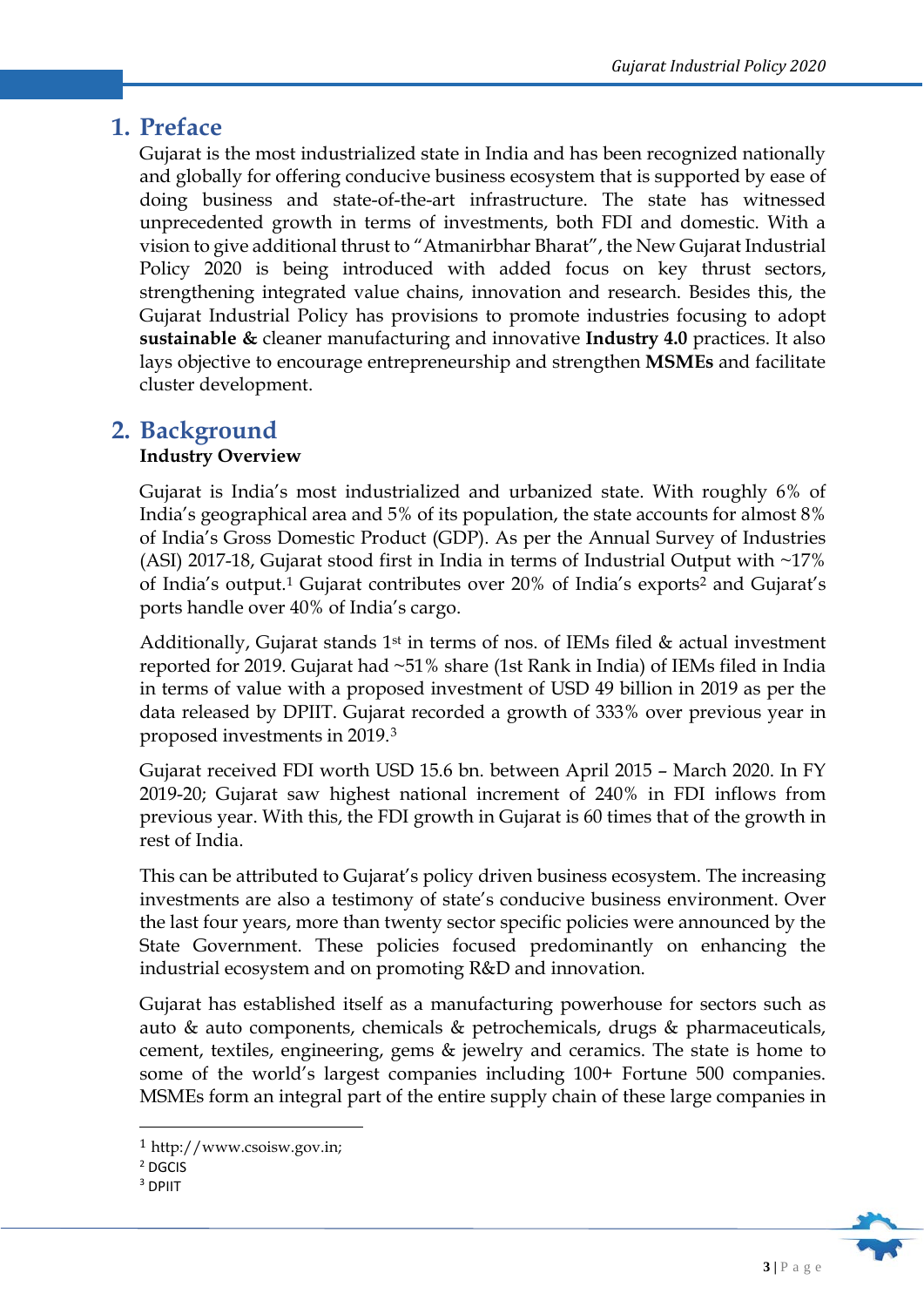# 1. Preface

Gujarat is the most industrialized state in India and has been recognized nationally and globally for offering conducive business ecosystem that is supported by ease of doing business and state-of-the-art infrastructure. The state has witnessed unprecedented growth in terms of investments, both FDI and domestic. With a vision to give additional thrust to "Atmanirbhar Bharat", the New Gujarat Industrial Policy 2020 is being introduced with added focus on key thrust sectors, strengthening integrated value chains, innovation and research. Besides this, the Gujarat Industrial Policy has provisions to promote industries focusing to adopt **sustainable &** cleaner manufacturing and innovative **Industry 4.0** practices. It also lays objective to encourage entrepreneurship and strengthen **MSMEs** and facilitate cluster development.

# 2. Background

**Industry Overview**

Gujarat is India's most industrialized and urbanized state. With roughly 6% of India's geographical area and 5% of its population, the state accounts for almost 8% of India's Gross Domestic Product (GDP). As per the Annual Survey of Industries (ASI) 2017-18, Gujarat stood first in India in terms of Industrial Output with ~17% of India's output.[1] Gujarat contributes over 20% of India's exports[2] and Gujarat's ports handle over 40% of India's cargo.

Additionally, Gujarat stands 1st in terms of nos. of IEMs filed & actual investment reported for 2019. Gujarat had ~51% share (1st Rank in India) of IEMs filed in India in terms of value with a proposed investment of USD 49 billion in 2019 as per the data released by DPIIT. Gujarat recorded a growth of 333% over previous year in proposed investments in 2019.[3]

Gujarat received FDI worth USD 15.6 bn. between April 2015 – March 2020. In FY 2019-20; Gujarat saw highest national increment of 240% in FDI inflows from previous year. With this, the FDI growth in Gujarat is 60 times that of the growth in rest of India.

This can be attributed to Gujarat's policy driven business ecosystem. The increasing investments are also a testimony of state's conducive business environment. Over the last four years, more than twenty sector specific policies were announced by the State Government. These policies focused predominantly on enhancing the industrial ecosystem and on promoting R&D and innovation.

Gujarat has established itself as a manufacturing powerhouse for sectors such as auto & auto components, chemicals & petrochemicals, drugs & pharmaceuticals, cement, textiles, engineering, gems & jewelry and ceramics. The state is home to some of the world's largest companies including 100+ Fortune 500 companies. MSMEs form an integral part of the entire supply chain of these large companies in

---

[1] http://www.csoisw.gov.in;

[2] DGCIS

[3] DPIIT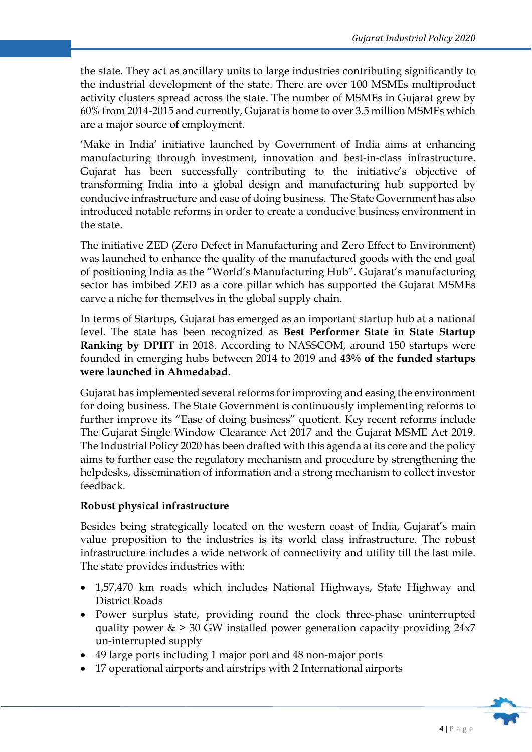the state. They act as ancillary units to large industries contributing significantly to the industrial development of the state. There are over 100 MSMEs multiproduct activity clusters spread across the state. The number of MSMEs in Gujarat grew by 60% from 2014-2015 and currently, Gujarat is home to over 3.5 million MSMEs which are a major source of employment.

'Make in India' initiative launched by Government of India aims at enhancing manufacturing through investment, innovation and best-in-class infrastructure. Gujarat has been successfully contributing to the initiative's objective of transforming India into a global design and manufacturing hub supported by conducive infrastructure and ease of doing business. The State Government has also introduced notable reforms in order to create a conducive business environment in the state.

The initiative ZED (Zero Defect in Manufacturing and Zero Effect to Environment) was launched to enhance the quality of the manufactured goods with the end goal of positioning India as the "World's Manufacturing Hub". Gujarat's manufacturing sector has imbibed ZED as a core pillar which has supported the Gujarat MSMEs carve a niche for themselves in the global supply chain.

In terms of Startups, Gujarat has emerged as an important startup hub at a national level. The state has been recognized as **Best Performer State in State Startup Ranking by DPIIT** in 2018. According to NASSCOM, around 150 startups were founded in emerging hubs between 2014 to 2019 and **43% of the funded startups were launched in Ahmedabad**.

Gujarat has implemented several reforms for improving and easing the environment for doing business. The State Government is continuously implementing reforms to further improve its "Ease of doing business" quotient. Key recent reforms include The Gujarat Single Window Clearance Act 2017 and the Gujarat MSME Act 2019. The Industrial Policy 2020 has been drafted with this agenda at its core and the policy aims to further ease the regulatory mechanism and procedure by strengthening the helpdesks, dissemination of information and a strong mechanism to collect investor feedback.

**Robust physical infrastructure**

Besides being strategically located on the western coast of India, Gujarat's main value proposition to the industries is its world class infrastructure. The robust infrastructure includes a wide network of connectivity and utility till the last mile. The state provides industries with:

- 1,57,470 km roads which includes National Highways, State Highway and District Roads
- Power surplus state, providing round the clock three-phase uninterrupted quality power & > 30 GW installed power generation capacity providing 24x7 un-interrupted supply
- 49 large ports including 1 major port and 48 non-major ports
- 17 operational airports and airstrips with 2 International airports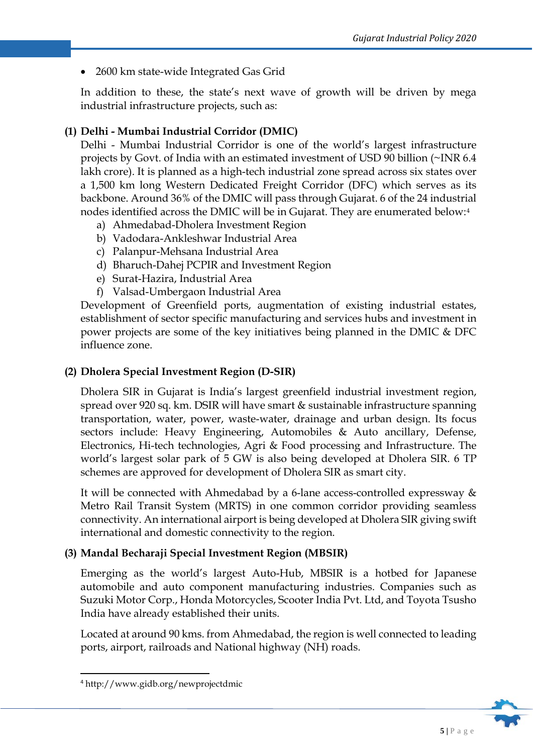- 2600 km state-wide Integrated Gas Grid

In addition to these, the state's next wave of growth will be driven by mega industrial infrastructure projects, such as:

**(1) Delhi - Mumbai Industrial Corridor (DMIC)**

Delhi - Mumbai Industrial Corridor is one of the world's largest infrastructure projects by Govt. of India with an estimated investment of USD 90 billion (~INR 6.4 lakh crore). It is planned as a high-tech industrial zone spread across six states over a 1,500 km long Western Dedicated Freight Corridor (DFC) which serves as its backbone. Around 36% of the DMIC will pass through Gujarat. 6 of the 24 industrial nodes identified across the DMIC will be in Gujarat. They are enumerated below:[4]

a) Ahmedabad-Dholera Investment Region
b) Vadodara-Ankleshwar Industrial Area
c) Palanpur-Mehsana Industrial Area
d) Bharuch-Dahej PCPIR and Investment Region
e) Surat-Hazira, Industrial Area
f) Valsad-Umbergaon Industrial Area

Development of Greenfield ports, augmentation of existing industrial estates, establishment of sector specific manufacturing and services hubs and investment in power projects are some of the key initiatives being planned in the DMIC & DFC influence zone.

**(2) Dholera Special Investment Region (D-SIR)**

Dholera SIR in Gujarat is India's largest greenfield industrial investment region, spread over 920 sq. km. DSIR will have smart & sustainable infrastructure spanning transportation, water, power, waste-water, drainage and urban design. Its focus sectors include: Heavy Engineering, Automobiles & Auto ancillary, Defense, Electronics, Hi-tech technologies, Agri & Food processing and Infrastructure. The world's largest solar park of 5 GW is also being developed at Dholera SIR. 6 TP schemes are approved for development of Dholera SIR as smart city.

It will be connected with Ahmedabad by a 6-lane access-controlled expressway & Metro Rail Transit System (MRTS) in one common corridor providing seamless connectivity. An international airport is being developed at Dholera SIR giving swift international and domestic connectivity to the region.

**(3) Mandal Becharaji Special Investment Region (MBSIR)**

Emerging as the world's largest Auto-Hub, MBSIR is a hotbed for Japanese automobile and auto component manufacturing industries. Companies such as Suzuki Motor Corp., Honda Motorcycles, Scooter India Pvt. Ltd, and Toyota Tsusho India have already established their units.

Located at around 90 kms. from Ahmedabad, the region is well connected to leading ports, airport, railroads and National highway (NH) roads.

---

[4] http://www.gidb.org/newprojectdmic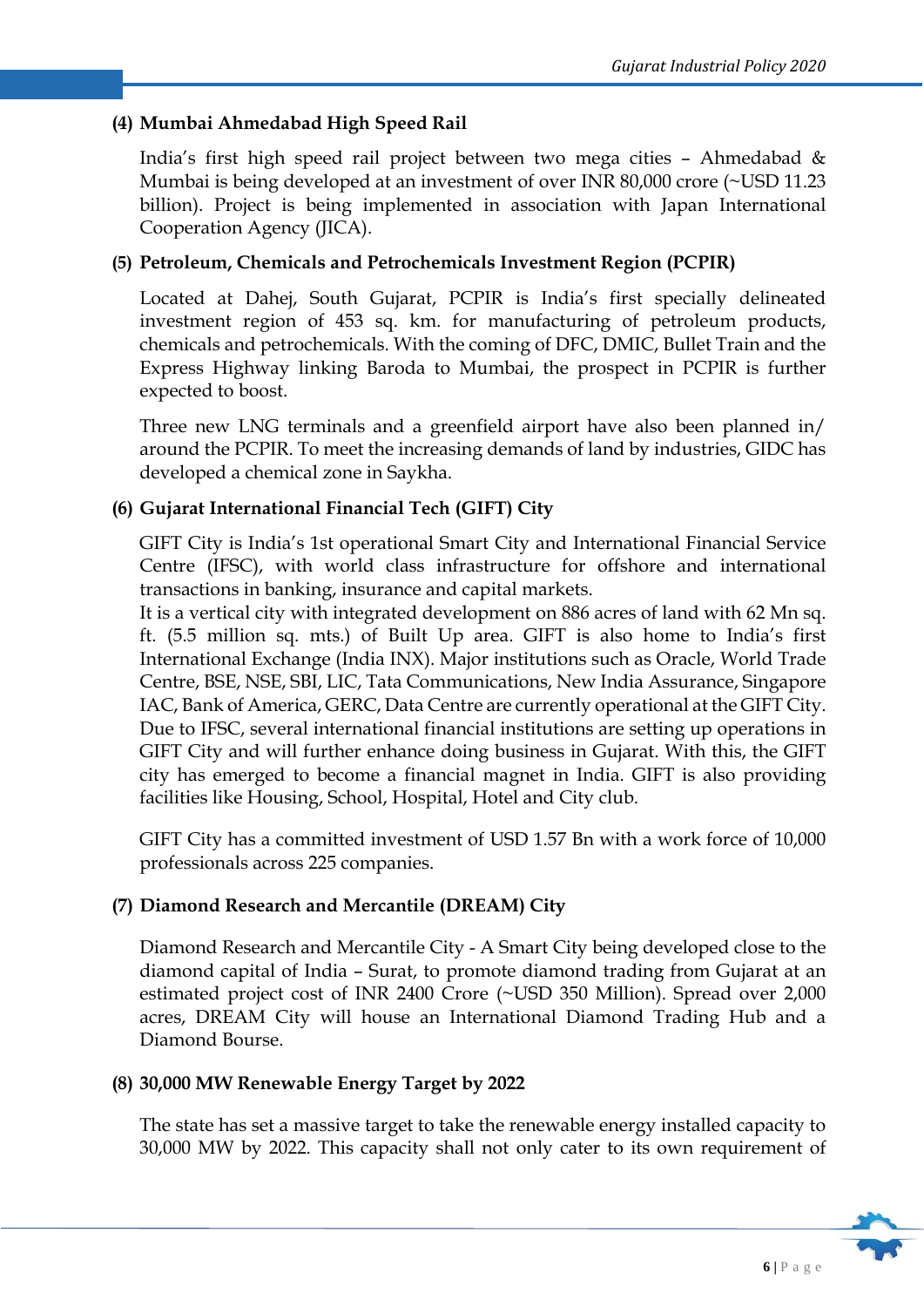**(4) Mumbai Ahmedabad High Speed Rail**

India's first high speed rail project between two mega cities – Ahmedabad & Mumbai is being developed at an investment of over INR 80,000 crore (~USD 11.23 billion). Project is being implemented in association with Japan International Cooperation Agency (JICA).

**(5) Petroleum, Chemicals and Petrochemicals Investment Region (PCPIR)**

Located at Dahej, South Gujarat, PCPIR is India's first specially delineated investment region of 453 sq. km. for manufacturing of petroleum products, chemicals and petrochemicals. With the coming of DFC, DMIC, Bullet Train and the Express Highway linking Baroda to Mumbai, the prospect in PCPIR is further expected to boost.

Three new LNG terminals and a greenfield airport have also been planned in/ around the PCPIR. To meet the increasing demands of land by industries, GIDC has developed a chemical zone in Saykha.

**(6) Gujarat International Financial Tech (GIFT) City**

GIFT City is India's 1st operational Smart City and International Financial Service Centre (IFSC), with world class infrastructure for offshore and international transactions in banking, insurance and capital markets.
It is a vertical city with integrated development on 886 acres of land with 62 Mn sq. ft. (5.5 million sq. mts.) of Built Up area. GIFT is also home to India's first International Exchange (India INX). Major institutions such as Oracle, World Trade Centre, BSE, NSE, SBI, LIC, Tata Communications, New India Assurance, Singapore IAC, Bank of America, GERC, Data Centre are currently operational at the GIFT City. Due to IFSC, several international financial institutions are setting up operations in GIFT City and will further enhance doing business in Gujarat. With this, the GIFT city has emerged to become a financial magnet in India. GIFT is also providing facilities like Housing, School, Hospital, Hotel and City club.

GIFT City has a committed investment of USD 1.57 Bn with a work force of 10,000 professionals across 225 companies.

**(7) Diamond Research and Mercantile (DREAM) City**

Diamond Research and Mercantile City - A Smart City being developed close to the diamond capital of India – Surat, to promote diamond trading from Gujarat at an estimated project cost of INR 2400 Crore (~USD 350 Million). Spread over 2,000 acres, DREAM City will house an International Diamond Trading Hub and a Diamond Bourse.

**(8) 30,000 MW Renewable Energy Target by 2022**

The state has set a massive target to take the renewable energy installed capacity to 30,000 MW by 2022. This capacity shall not only cater to its own requirement of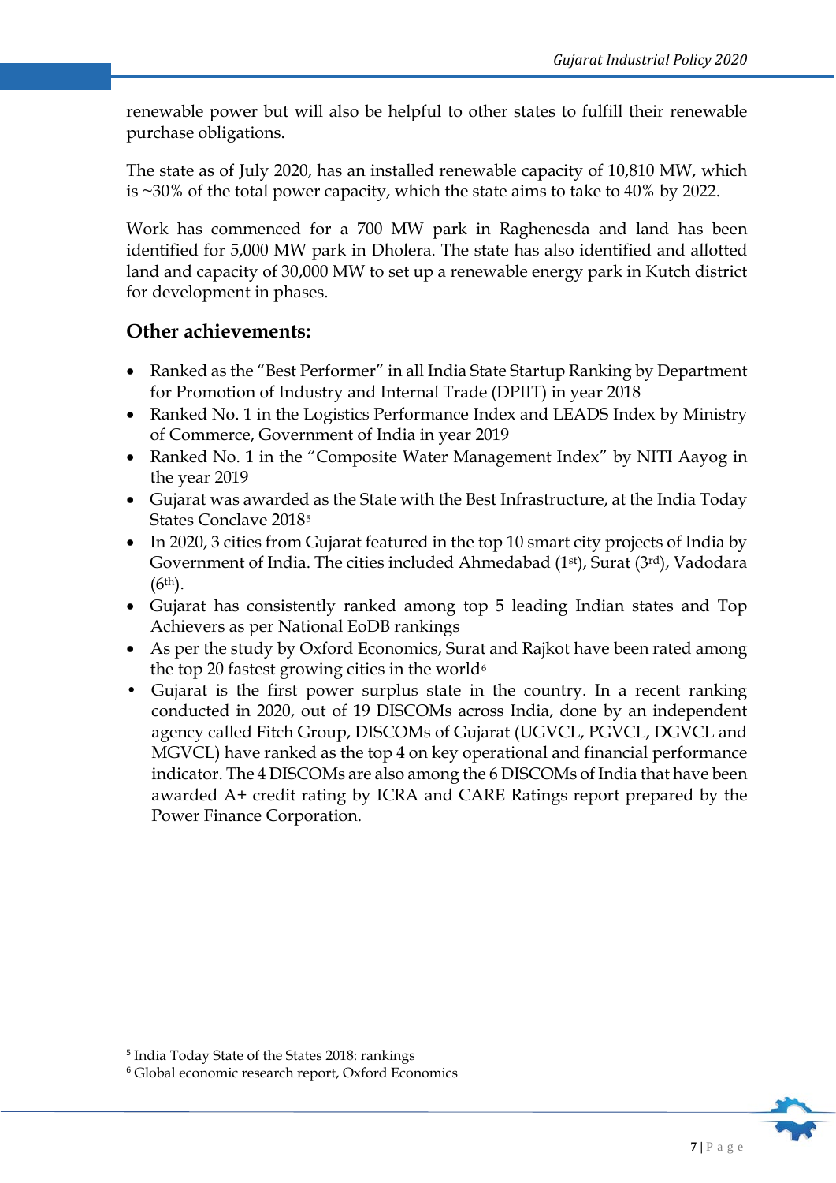renewable power but will also be helpful to other states to fulfill their renewable purchase obligations.

The state as of July 2020, has an installed renewable capacity of 10,810 MW, which is ~30% of the total power capacity, which the state aims to take to 40% by 2022.

Work has commenced for a 700 MW park in Raghenesda and land has been identified for 5,000 MW park in Dholera. The state has also identified and allotted land and capacity of 30,000 MW to set up a renewable energy park in Kutch district for development in phases.

## Other achievements:

- Ranked as the "Best Performer" in all India State Startup Ranking by Department for Promotion of Industry and Internal Trade (DPIIT) in year 2018
- Ranked No. 1 in the Logistics Performance Index and LEADS Index by Ministry of Commerce, Government of India in year 2019
- Ranked No. 1 in the "Composite Water Management Index" by NITI Aayog in the year 2019
- Gujarat was awarded as the State with the Best Infrastructure, at the India Today States Conclave 2018[5]
- In 2020, 3 cities from Gujarat featured in the top 10 smart city projects of India by Government of India. The cities included Ahmedabad (1st), Surat (3rd), Vadodara (6th).
- Gujarat has consistently ranked among top 5 leading Indian states and Top Achievers as per National EoDB rankings
- As per the study by Oxford Economics, Surat and Rajkot have been rated among the top 20 fastest growing cities in the world[6]
- Gujarat is the first power surplus state in the country. In a recent ranking conducted in 2020, out of 19 DISCOMs across India, done by an independent agency called Fitch Group, DISCOMs of Gujarat (UGVCL, PGVCL, DGVCL and MGVCL) have ranked as the top 4 on key operational and financial performance indicator. The 4 DISCOMs are also among the 6 DISCOMs of India that have been awarded A+ credit rating by ICRA and CARE Ratings report prepared by the Power Finance Corporation.

---

[5] India Today State of the States 2018: rankings

[6] Global economic research report, Oxford Economics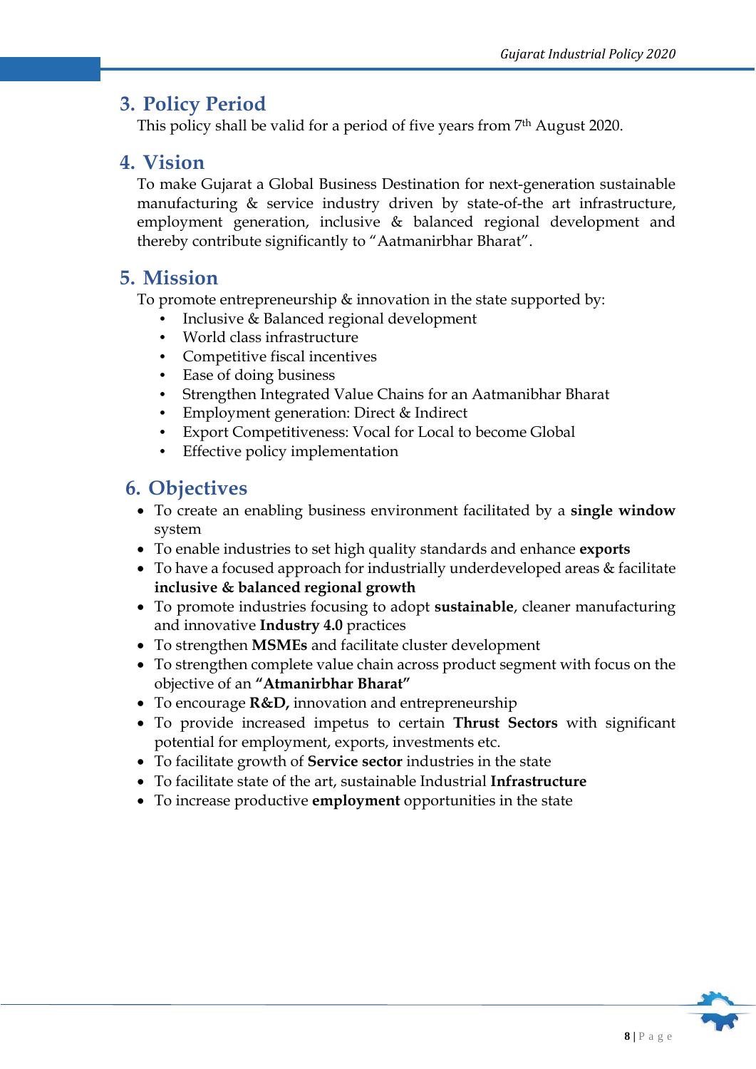## 3. Policy Period

This policy shall be valid for a period of five years from 7th August 2020.

## 4. Vision

To make Gujarat a Global Business Destination for next-generation sustainable manufacturing & service industry driven by state-of-the art infrastructure, employment generation, inclusive & balanced regional development and thereby contribute significantly to "Aatmanirbhar Bharat".

## 5. Mission

To promote entrepreneurship & innovation in the state supported by:

- Inclusive & Balanced regional development
- World class infrastructure
- Competitive fiscal incentives
- Ease of doing business
- Strengthen Integrated Value Chains for an Aatmanibhar Bharat
- Employment generation: Direct & Indirect
- Export Competitiveness: Vocal for Local to become Global
- Effective policy implementation

## 6. Objectives

- To create an enabling business environment facilitated by a **single window** system
- To enable industries to set high quality standards and enhance **exports**
- To have a focused approach for industrially underdeveloped areas & facilitate **inclusive & balanced regional growth**
- To promote industries focusing to adopt **sustainable**, cleaner manufacturing and innovative **Industry 4.0** practices
- To strengthen **MSMEs** and facilitate cluster development
- To strengthen complete value chain across product segment with focus on the objective of an **"Atmanirbhar Bharat"**
- To encourage **R&D,** innovation and entrepreneurship
- To provide increased impetus to certain **Thrust Sectors** with significant potential for employment, exports, investments etc.
- To facilitate growth of **Service sector** industries in the state
- To facilitate state of the art, sustainable Industrial **Infrastructure**
- To increase productive **employment** opportunities in the state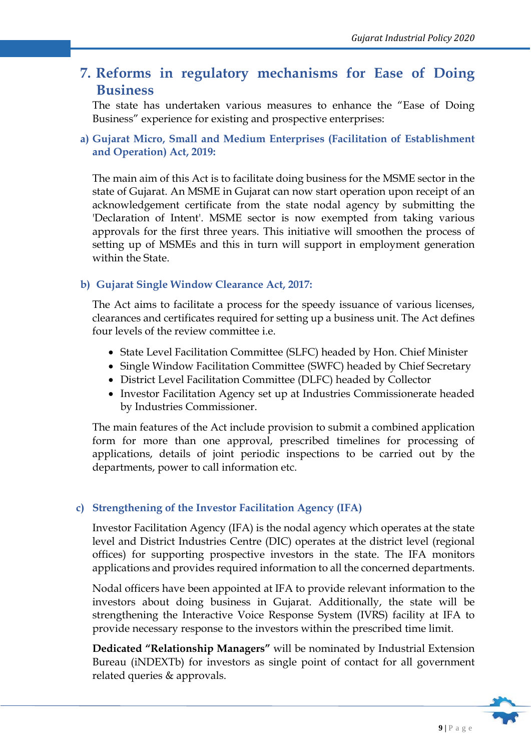# 7. Reforms in regulatory mechanisms for Ease of Doing Business

The state has undertaken various measures to enhance the "Ease of Doing Business" experience for existing and prospective enterprises:

### a) Gujarat Micro, Small and Medium Enterprises (Facilitation of Establishment and Operation) Act, 2019:

The main aim of this Act is to facilitate doing business for the MSME sector in the state of Gujarat. An MSME in Gujarat can now start operation upon receipt of an acknowledgement certificate from the state nodal agency by submitting the 'Declaration of Intent'. MSME sector is now exempted from taking various approvals for the first three years. This initiative will smoothen the process of setting up of MSMEs and this in turn will support in employment generation within the State.

### b) Gujarat Single Window Clearance Act, 2017:

The Act aims to facilitate a process for the speedy issuance of various licenses, clearances and certificates required for setting up a business unit. The Act defines four levels of the review committee i.e.

- State Level Facilitation Committee (SLFC) headed by Hon. Chief Minister
- Single Window Facilitation Committee (SWFC) headed by Chief Secretary
- District Level Facilitation Committee (DLFC) headed by Collector
- Investor Facilitation Agency set up at Industries Commissionerate headed by Industries Commissioner.

The main features of the Act include provision to submit a combined application form for more than one approval, prescribed timelines for processing of applications, details of joint periodic inspections to be carried out by the departments, power to call information etc.

### c) Strengthening of the Investor Facilitation Agency (IFA)

Investor Facilitation Agency (IFA) is the nodal agency which operates at the state level and District Industries Centre (DIC) operates at the district level (regional offices) for supporting prospective investors in the state. The IFA monitors applications and provides required information to all the concerned departments.

Nodal officers have been appointed at IFA to provide relevant information to the investors about doing business in Gujarat. Additionally, the state will be strengthening the Interactive Voice Response System (IVRS) facility at IFA to provide necessary response to the investors within the prescribed time limit.

**Dedicated "Relationship Managers"** will be nominated by Industrial Extension Bureau (iNDEXTb) for investors as single point of contact for all government related queries & approvals.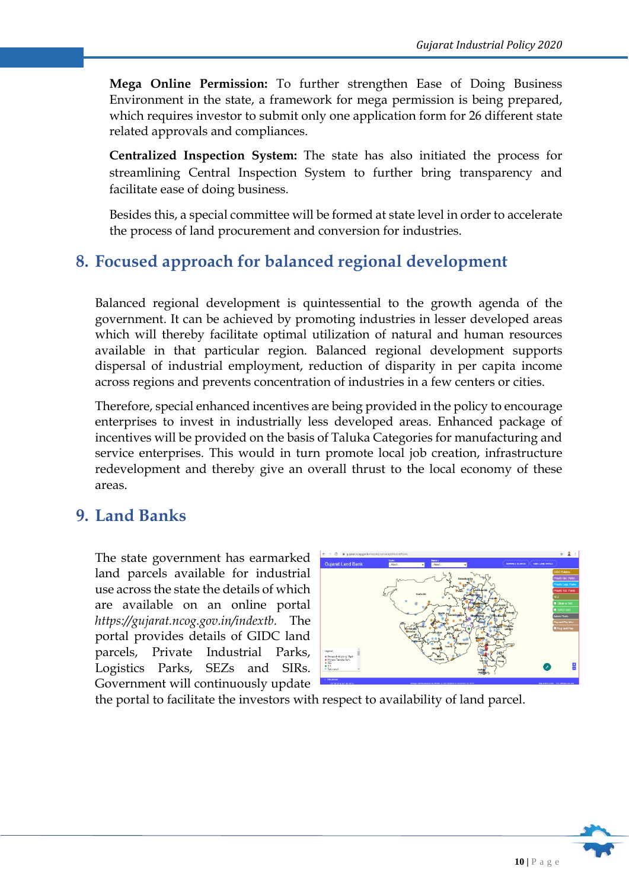**Mega Online Permission:** To further strengthen Ease of Doing Business Environment in the state, a framework for mega permission is being prepared, which requires investor to submit only one application form for 26 different state related approvals and compliances.

**Centralized Inspection System:** The state has also initiated the process for streamlining Central Inspection System to further bring transparency and facilitate ease of doing business.

Besides this, a special committee will be formed at state level in order to accelerate the process of land procurement and conversion for industries.

## 8. Focused approach for balanced regional development

Balanced regional development is quintessential to the growth agenda of the government. It can be achieved by promoting industries in lesser developed areas which will thereby facilitate optimal utilization of natural and human resources available in that particular region. Balanced regional development supports dispersal of industrial employment, reduction of disparity in per capita income across regions and prevents concentration of industries in a few centers or cities.

Therefore, special enhanced incentives are being provided in the policy to encourage enterprises to invest in industrially less developed areas. Enhanced package of incentives will be provided on the basis of Taluka Categories for manufacturing and service enterprises. This would in turn promote local job creation, infrastructure redevelopment and thereby give an overall thrust to the local economy of these areas.

## 9. Land Banks

The state government has earmarked land parcels available for industrial use across the state the details of which are available on an online portal *https://gujarat.ncog.gov.in/indextb*. The portal provides details of GIDC land parcels, Private Industrial Parks, Logistics Parks, SEZs and SIRs. Government will continuously update the portal to facilitate the investors with respect to availability of land parcel.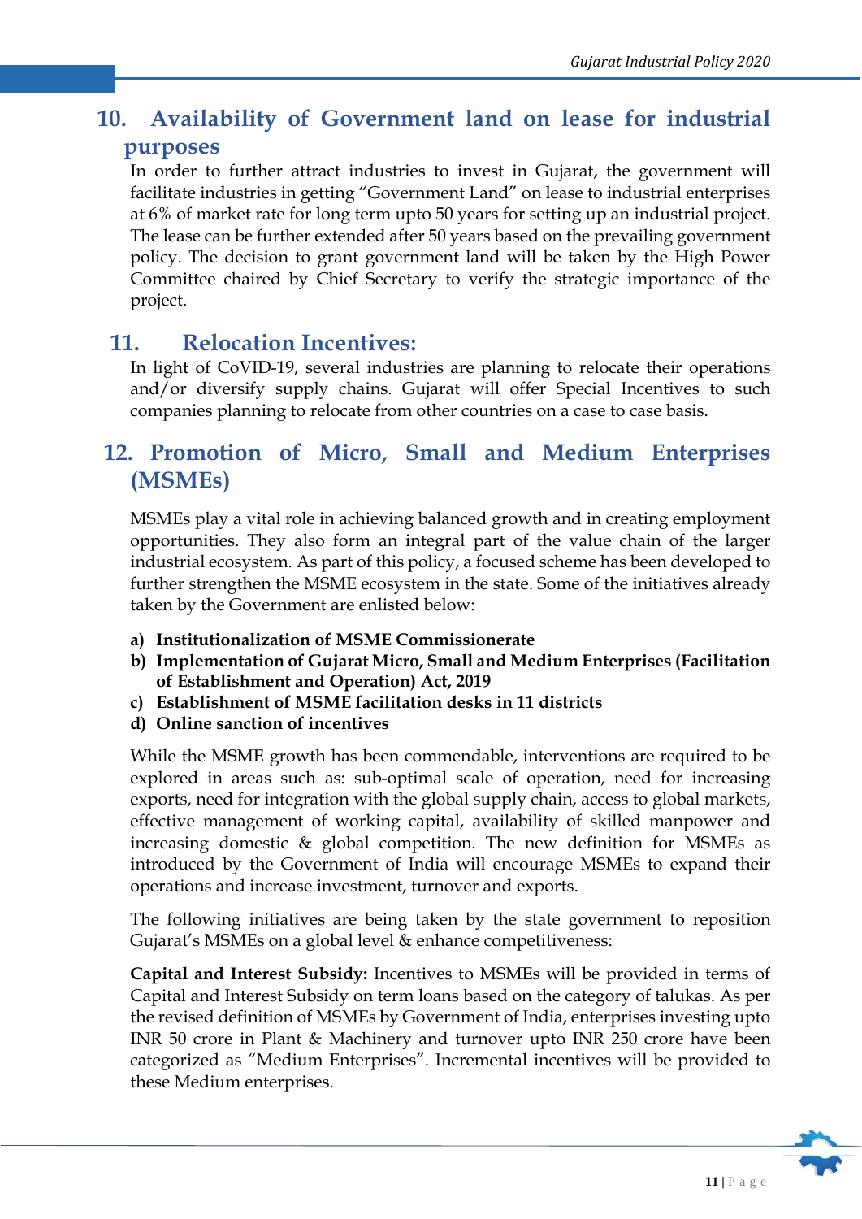## 10. Availability of Government land on lease for industrial purposes

In order to further attract industries to invest in Gujarat, the government will facilitate industries in getting “Government Land” on lease to industrial enterprises at 6% of market rate for long term upto 50 years for setting up an industrial project. The lease can be further extended after 50 years based on the prevailing government policy. The decision to grant government land will be taken by the High Power Committee chaired by Chief Secretary to verify the strategic importance of the project.

## 11. Relocation Incentives:

In light of CoVID-19, several industries are planning to relocate their operations and/or diversify supply chains. Gujarat will offer Special Incentives to such companies planning to relocate from other countries on a case to case basis.

## 12. Promotion of Micro, Small and Medium Enterprises (MSMEs)

MSMEs play a vital role in achieving balanced growth and in creating employment opportunities. They also form an integral part of the value chain of the larger industrial ecosystem. As part of this policy, a focused scheme has been developed to further strengthen the MSME ecosystem in the state. Some of the initiatives already taken by the Government are enlisted below:

a) **Institutionalization of MSME Commissionerate**
b) **Implementation of Gujarat Micro, Small and Medium Enterprises (Facilitation of Establishment and Operation) Act, 2019**
c) **Establishment of MSME facilitation desks in 11 districts**
d) **Online sanction of incentives**

While the MSME growth has been commendable, interventions are required to be explored in areas such as: sub-optimal scale of operation, need for increasing exports, need for integration with the global supply chain, access to global markets, effective management of working capital, availability of skilled manpower and increasing domestic & global competition. The new definition for MSMEs as introduced by the Government of India will encourage MSMEs to expand their operations and increase investment, turnover and exports.

The following initiatives are being taken by the state government to reposition Gujarat’s MSMEs on a global level & enhance competitiveness:

**Capital and Interest Subsidy:** Incentives to MSMEs will be provided in terms of Capital and Interest Subsidy on term loans based on the category of talukas. As per the revised definition of MSMEs by Government of India, enterprises investing upto INR 50 crore in Plant & Machinery and turnover upto INR 250 crore have been categorized as “Medium Enterprises”. Incremental incentives will be provided to these Medium enterprises.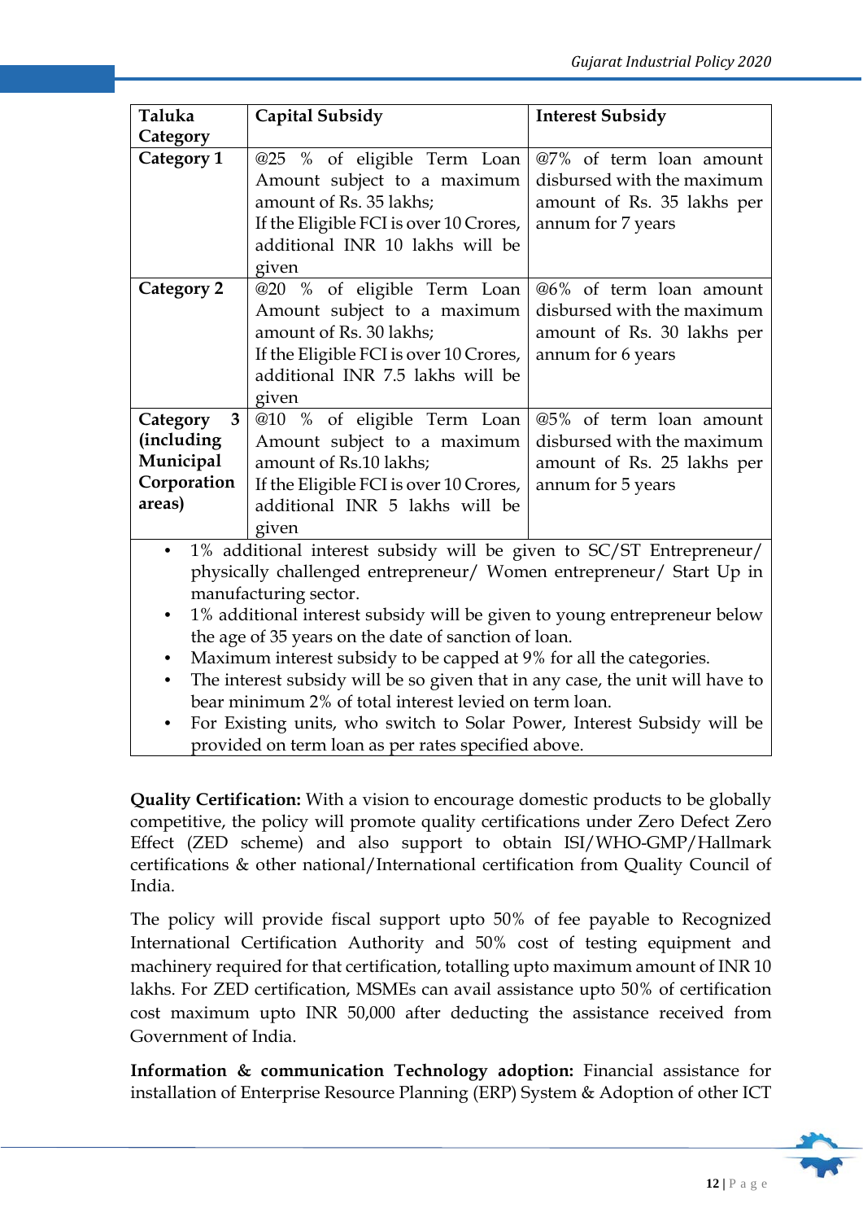| Taluka Category | Capital Subsidy | Interest Subsidy |
|---|---|---|
| Category 1 | @25 % of eligible Term Loan Amount subject to a maximum amount of Rs. 35 lakhs; If the Eligible FCI is over 10 Crores, additional INR 10 lakhs will be given | @7% of term loan amount disbursed with the maximum amount of Rs. 35 lakhs per annum for 7 years |
| Category 2 | @20 % of eligible Term Loan Amount subject to a maximum amount of Rs. 30 lakhs; If the Eligible FCI is over 10 Crores, additional INR 7.5 lakhs will be given | @6% of term loan amount disbursed with the maximum amount of Rs. 30 lakhs per annum for 6 years |
| Category 3 (including Municipal Corporation areas) | @10 % of eligible Term Loan Amount subject to a maximum amount of Rs.10 lakhs; If the Eligible FCI is over 10 Crores, additional INR 5 lakhs will be given | @5% of term loan amount disbursed with the maximum amount of Rs. 25 lakhs per annum for 5 years |

- 1% additional interest subsidy will be given to SC/ST Entrepreneur/ physically challenged entrepreneur/ Women entrepreneur/ Start Up in manufacturing sector.
- 1% additional interest subsidy will be given to young entrepreneur below the age of 35 years on the date of sanction of loan.
- Maximum interest subsidy to be capped at 9% for all the categories.
- The interest subsidy will be so given that in any case, the unit will have to bear minimum 2% of total interest levied on term loan.
- For Existing units, who switch to Solar Power, Interest Subsidy will be provided on term loan as per rates specified above.

**Quality Certification:** With a vision to encourage domestic products to be globally competitive, the policy will promote quality certifications under Zero Defect Zero Effect (ZED scheme) and also support to obtain ISI/WHO-GMP/Hallmark certifications & other national/International certification from Quality Council of India.

The policy will provide fiscal support upto 50% of fee payable to Recognized International Certification Authority and 50% cost of testing equipment and machinery required for that certification, totalling upto maximum amount of INR 10 lakhs. For ZED certification, MSMEs can avail assistance upto 50% of certification cost maximum upto INR 50,000 after deducting the assistance received from Government of India.

**Information & communication Technology adoption:** Financial assistance for installation of Enterprise Resource Planning (ERP) System & Adoption of other ICT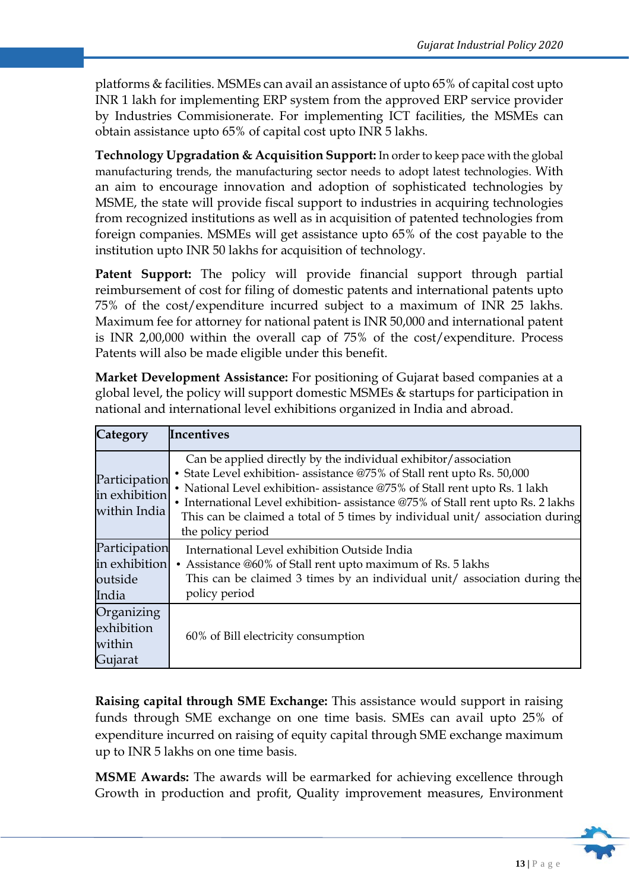platforms & facilities. MSMEs can avail an assistance of upto 65% of capital cost upto INR 1 lakh for implementing ERP system from the approved ERP service provider by Industries Commisionerate. For implementing ICT facilities, the MSMEs can obtain assistance upto 65% of capital cost upto INR 5 lakhs.

**Technology Upgradation & Acquisition Support:** In order to keep pace with the global manufacturing trends, the manufacturing sector needs to adopt latest technologies. With an aim to encourage innovation and adoption of sophisticated technologies by MSME, the state will provide fiscal support to industries in acquiring technologies from recognized institutions as well as in acquisition of patented technologies from foreign companies. MSMEs will get assistance upto 65% of the cost payable to the institution upto INR 50 lakhs for acquisition of technology.

**Patent Support:** The policy will provide financial support through partial reimbursement of cost for filing of domestic patents and international patents upto 75% of the cost/expenditure incurred subject to a maximum of INR 25 lakhs. Maximum fee for attorney for national patent is INR 50,000 and international patent is INR 2,00,000 within the overall cap of 75% of the cost/expenditure. Process Patents will also be made eligible under this benefit.

**Market Development Assistance:** For positioning of Gujarat based companies at a global level, the policy will support domestic MSMEs & startups for participation in national and international level exhibitions organized in India and abroad.

| Category | Incentives |
|---|---|
| Participation in exhibition within India | Can be applied directly by the individual exhibitor/association<br>• State Level exhibition- assistance @75% of Stall rent upto Rs. 50,000<br>• National Level exhibition- assistance @75% of Stall rent upto Rs. 1 lakh<br>• International Level exhibition- assistance @75% of Stall rent upto Rs. 2 lakhs<br>This can be claimed a total of 5 times by individual unit/ association during the policy period |
| Participation in exhibition outside India | International Level exhibition Outside India<br>• Assistance @60% of Stall rent upto maximum of Rs. 5 lakhs<br>This can be claimed 3 times by an individual unit/ association during the policy period |
| Organizing exhibition within Gujarat | 60% of Bill electricity consumption |

**Raising capital through SME Exchange:** This assistance would support in raising funds through SME exchange on one time basis. SMEs can avail upto 25% of expenditure incurred on raising of equity capital through SME exchange maximum up to INR 5 lakhs on one time basis.

**MSME Awards:** The awards will be earmarked for achieving excellence through Growth in production and profit, Quality improvement measures, Environment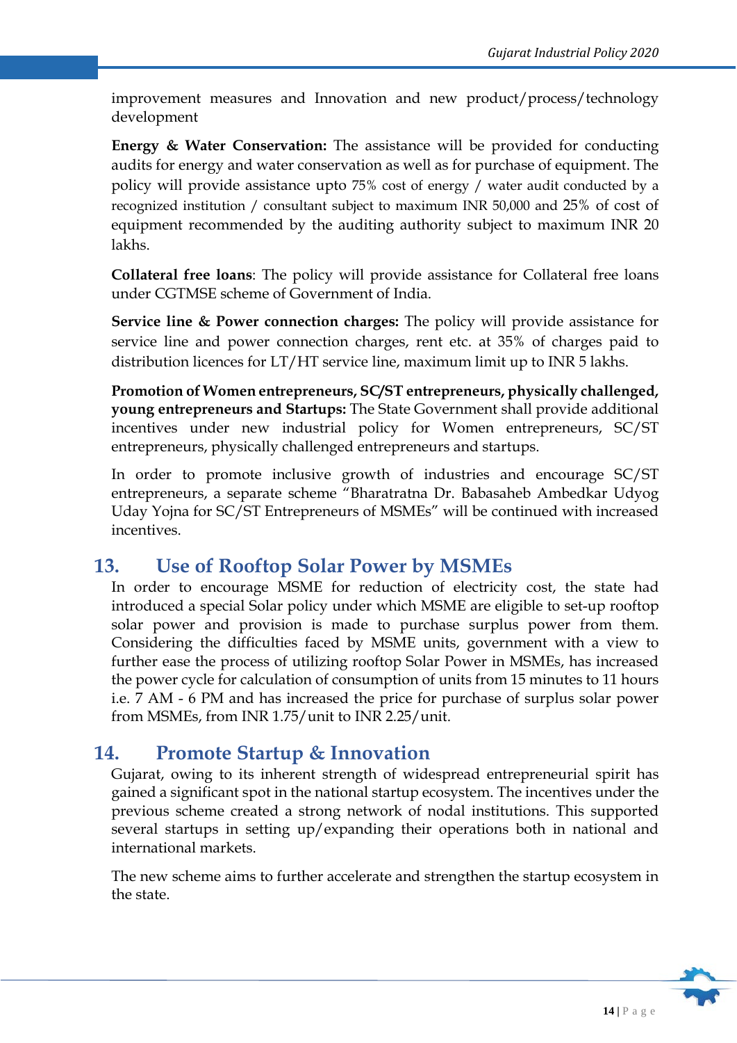improvement measures and Innovation and new product/process/technology development

**Energy & Water Conservation:** The assistance will be provided for conducting audits for energy and water conservation as well as for purchase of equipment. The policy will provide assistance upto 75% cost of energy / water audit conducted by a recognized institution / consultant subject to maximum INR 50,000 and 25% of cost of equipment recommended by the auditing authority subject to maximum INR 20 lakhs.

**Collateral free loans**: The policy will provide assistance for Collateral free loans under CGTMSE scheme of Government of India.

**Service line & Power connection charges:** The policy will provide assistance for service line and power connection charges, rent etc. at 35% of charges paid to distribution licences for LT/HT service line, maximum limit up to INR 5 lakhs.

**Promotion of Women entrepreneurs, SC/ST entrepreneurs, physically challenged, young entrepreneurs and Startups:** The State Government shall provide additional incentives under new industrial policy for Women entrepreneurs, SC/ST entrepreneurs, physically challenged entrepreneurs and startups.

In order to promote inclusive growth of industries and encourage SC/ST entrepreneurs, a separate scheme "Bharatratna Dr. Babasaheb Ambedkar Udyog Uday Yojna for SC/ST Entrepreneurs of MSMEs" will be continued with increased incentives.

## 13. Use of Rooftop Solar Power by MSMEs

In order to encourage MSME for reduction of electricity cost, the state had introduced a special Solar policy under which MSME are eligible to set-up rooftop solar power and provision is made to purchase surplus power from them. Considering the difficulties faced by MSME units, government with a view to further ease the process of utilizing rooftop Solar Power in MSMEs, has increased the power cycle for calculation of consumption of units from 15 minutes to 11 hours i.e. 7 AM - 6 PM and has increased the price for purchase of surplus solar power from MSMEs, from INR 1.75/unit to INR 2.25/unit.

## 14. Promote Startup & Innovation

Gujarat, owing to its inherent strength of widespread entrepreneurial spirit has gained a significant spot in the national startup ecosystem. The incentives under the previous scheme created a strong network of nodal institutions. This supported several startups in setting up/expanding their operations both in national and international markets.

The new scheme aims to further accelerate and strengthen the startup ecosystem in the state.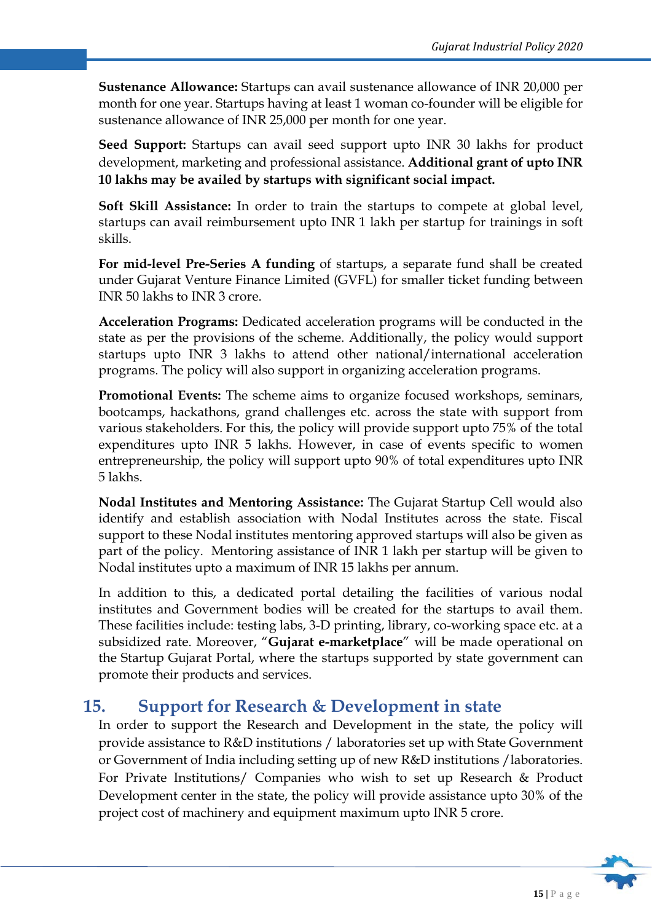**Sustenance Allowance:** Startups can avail sustenance allowance of INR 20,000 per month for one year. Startups having at least 1 woman co-founder will be eligible for sustenance allowance of INR 25,000 per month for one year.

**Seed Support:** Startups can avail seed support upto INR 30 lakhs for product development, marketing and professional assistance. **Additional grant of upto INR 10 lakhs may be availed by startups with significant social impact.**

**Soft Skill Assistance:** In order to train the startups to compete at global level, startups can avail reimbursement upto INR 1 lakh per startup for trainings in soft skills.

**For mid-level Pre-Series A funding** of startups, a separate fund shall be created under Gujarat Venture Finance Limited (GVFL) for smaller ticket funding between INR 50 lakhs to INR 3 crore.

**Acceleration Programs:** Dedicated acceleration programs will be conducted in the state as per the provisions of the scheme. Additionally, the policy would support startups upto INR 3 lakhs to attend other national/international acceleration programs. The policy will also support in organizing acceleration programs.

**Promotional Events:** The scheme aims to organize focused workshops, seminars, bootcamps, hackathons, grand challenges etc. across the state with support from various stakeholders. For this, the policy will provide support upto 75% of the total expenditures upto INR 5 lakhs. However, in case of events specific to women entrepreneurship, the policy will support upto 90% of total expenditures upto INR 5 lakhs.

**Nodal Institutes and Mentoring Assistance:** The Gujarat Startup Cell would also identify and establish association with Nodal Institutes across the state. Fiscal support to these Nodal institutes mentoring approved startups will also be given as part of the policy. Mentoring assistance of INR 1 lakh per startup will be given to Nodal institutes upto a maximum of INR 15 lakhs per annum.

In addition to this, a dedicated portal detailing the facilities of various nodal institutes and Government bodies will be created for the startups to avail them. These facilities include: testing labs, 3-D printing, library, co-working space etc. at a subsidized rate. Moreover, "**Gujarat e-marketplace**" will be made operational on the Startup Gujarat Portal, where the startups supported by state government can promote their products and services.

## 15. Support for Research & Development in state

In order to support the Research and Development in the state, the policy will provide assistance to R&D institutions / laboratories set up with State Government or Government of India including setting up of new R&D institutions /laboratories. For Private Institutions/ Companies who wish to set up Research & Product Development center in the state, the policy will provide assistance upto 30% of the project cost of machinery and equipment maximum upto INR 5 crore.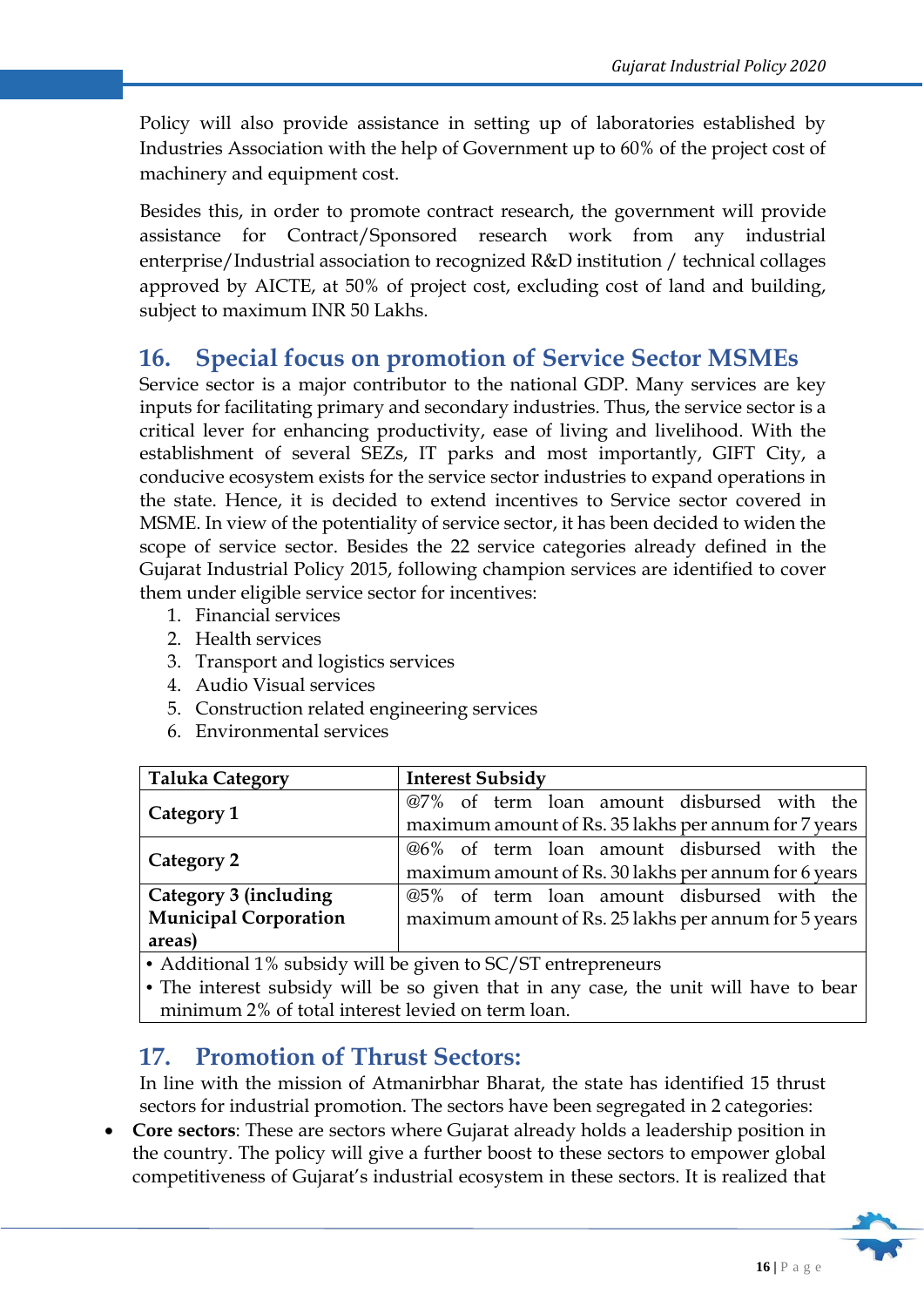Policy will also provide assistance in setting up of laboratories established by Industries Association with the help of Government up to 60% of the project cost of machinery and equipment cost.

Besides this, in order to promote contract research, the government will provide assistance for Contract/Sponsored research work from any industrial enterprise/Industrial association to recognized R&D institution / technical collages approved by AICTE, at 50% of project cost, excluding cost of land and building, subject to maximum INR 50 Lakhs.

## 16. Special focus on promotion of Service Sector MSMEs

Service sector is a major contributor to the national GDP. Many services are key inputs for facilitating primary and secondary industries. Thus, the service sector is a critical lever for enhancing productivity, ease of living and livelihood. With the establishment of several SEZs, IT parks and most importantly, GIFT City, a conducive ecosystem exists for the service sector industries to expand operations in the state. Hence, it is decided to extend incentives to Service sector covered in MSME. In view of the potentiality of service sector, it has been decided to widen the scope of service sector. Besides the 22 service categories already defined in the Gujarat Industrial Policy 2015, following champion services are identified to cover them under eligible service sector for incentives:

1. Financial services
2. Health services
3. Transport and logistics services
4. Audio Visual services
5. Construction related engineering services
6. Environmental services

| Taluka Category | Interest Subsidy |
|---|---|
| **Category 1** | @7% of term loan amount disbursed with the maximum amount of Rs. 35 lakhs per annum for 7 years |
| **Category 2** | @6% of term loan amount disbursed with the maximum amount of Rs. 30 lakhs per annum for 6 years |
| **Category 3 (including Municipal Corporation areas)** | @5% of term loan amount disbursed with the maximum amount of Rs. 25 lakhs per annum for 5 years |
| • Additional 1% subsidy will be given to SC/ST entrepreneurs<br>• The interest subsidy will be so given that in any case, the unit will have to bear minimum 2% of total interest levied on term loan. | |

## 17. Promotion of Thrust Sectors:

In line with the mission of Atmanirbhar Bharat, the state has identified 15 thrust sectors for industrial promotion. The sectors have been segregated in 2 categories:

- **Core sectors**: These are sectors where Gujarat already holds a leadership position in the country. The policy will give a further boost to these sectors to empower global competitiveness of Gujarat's industrial ecosystem in these sectors. It is realized that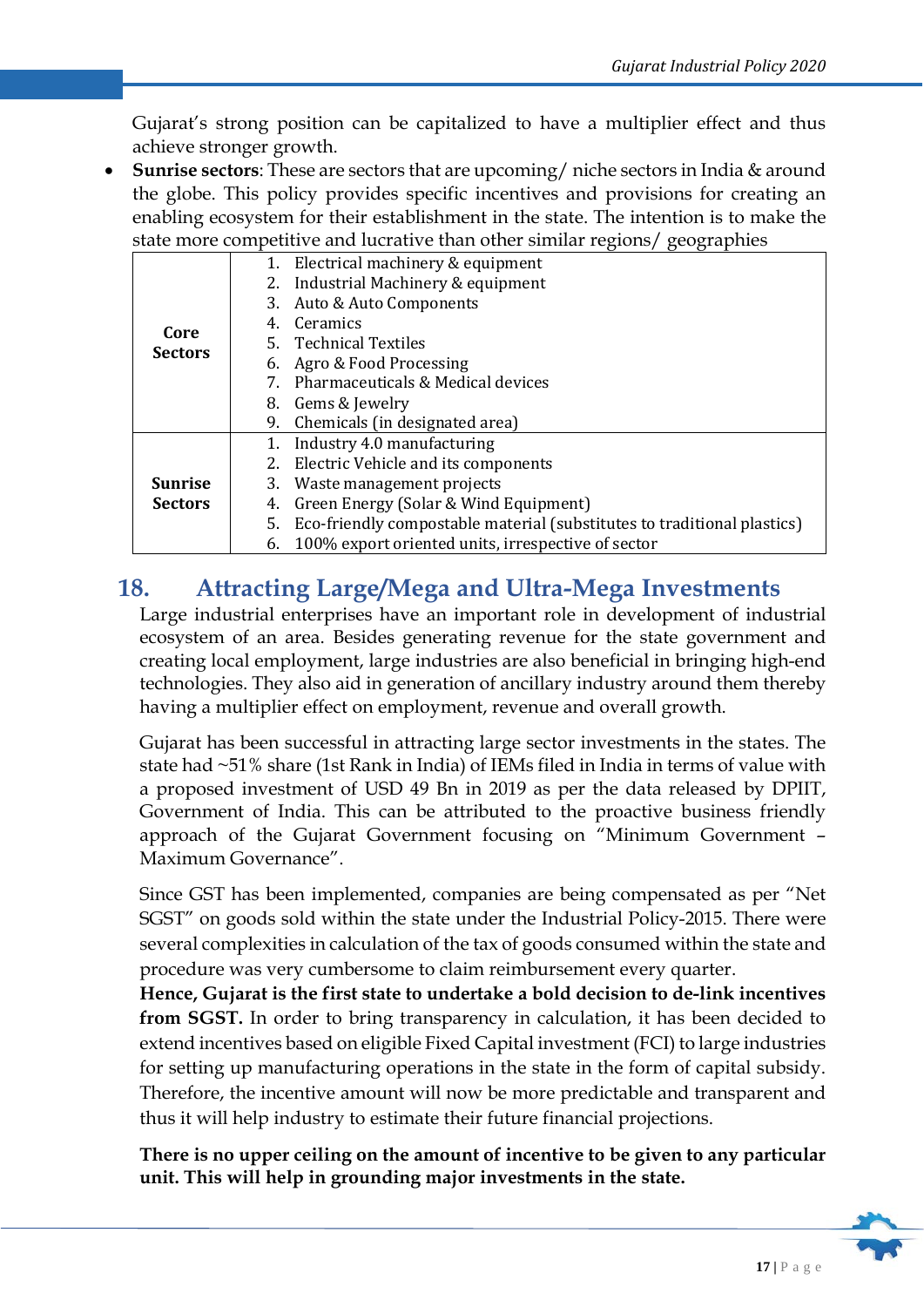Gujarat's strong position can be capitalized to have a multiplier effect and thus achieve stronger growth.

- **Sunrise sectors**: These are sectors that are upcoming/ niche sectors in India & around the globe. This policy provides specific incentives and provisions for creating an enabling ecosystem for their establishment in the state. The intention is to make the state more competitive and lucrative than other similar regions/ geographies

| | |
|---|---|
| **Core Sectors** | 1. Electrical machinery & equipment<br>2. Industrial Machinery & equipment<br>3. Auto & Auto Components<br>4. Ceramics<br>5. Technical Textiles<br>6. Agro & Food Processing<br>7. Pharmaceuticals & Medical devices<br>8. Gems & Jewelry<br>9. Chemicals (in designated area) |
| **Sunrise Sectors** | 1. Industry 4.0 manufacturing<br>2. Electric Vehicle and its components<br>3. Waste management projects<br>4. Green Energy (Solar & Wind Equipment)<br>5. Eco-friendly compostable material (substitutes to traditional plastics)<br>6. 100% export oriented units, irrespective of sector |

## 18. Attracting Large/Mega and Ultra-Mega Investments

Large industrial enterprises have an important role in development of industrial ecosystem of an area. Besides generating revenue for the state government and creating local employment, large industries are also beneficial in bringing high-end technologies. They also aid in generation of ancillary industry around them thereby having a multiplier effect on employment, revenue and overall growth.

Gujarat has been successful in attracting large sector investments in the states. The state had ~51% share (1st Rank in India) of IEMs filed in India in terms of value with a proposed investment of USD 49 Bn in 2019 as per the data released by DPIIT, Government of India. This can be attributed to the proactive business friendly approach of the Gujarat Government focusing on "Minimum Government – Maximum Governance".

Since GST has been implemented, companies are being compensated as per "Net SGST" on goods sold within the state under the Industrial Policy-2015. There were several complexities in calculation of the tax of goods consumed within the state and procedure was very cumbersome to claim reimbursement every quarter.
**Hence, Gujarat is the first state to undertake a bold decision to de-link incentives from SGST.** In order to bring transparency in calculation, it has been decided to extend incentives based on eligible Fixed Capital investment (FCI) to large industries for setting up manufacturing operations in the state in the form of capital subsidy. Therefore, the incentive amount will now be more predictable and transparent and thus it will help industry to estimate their future financial projections.

**There is no upper ceiling on the amount of incentive to be given to any particular unit. This will help in grounding major investments in the state.**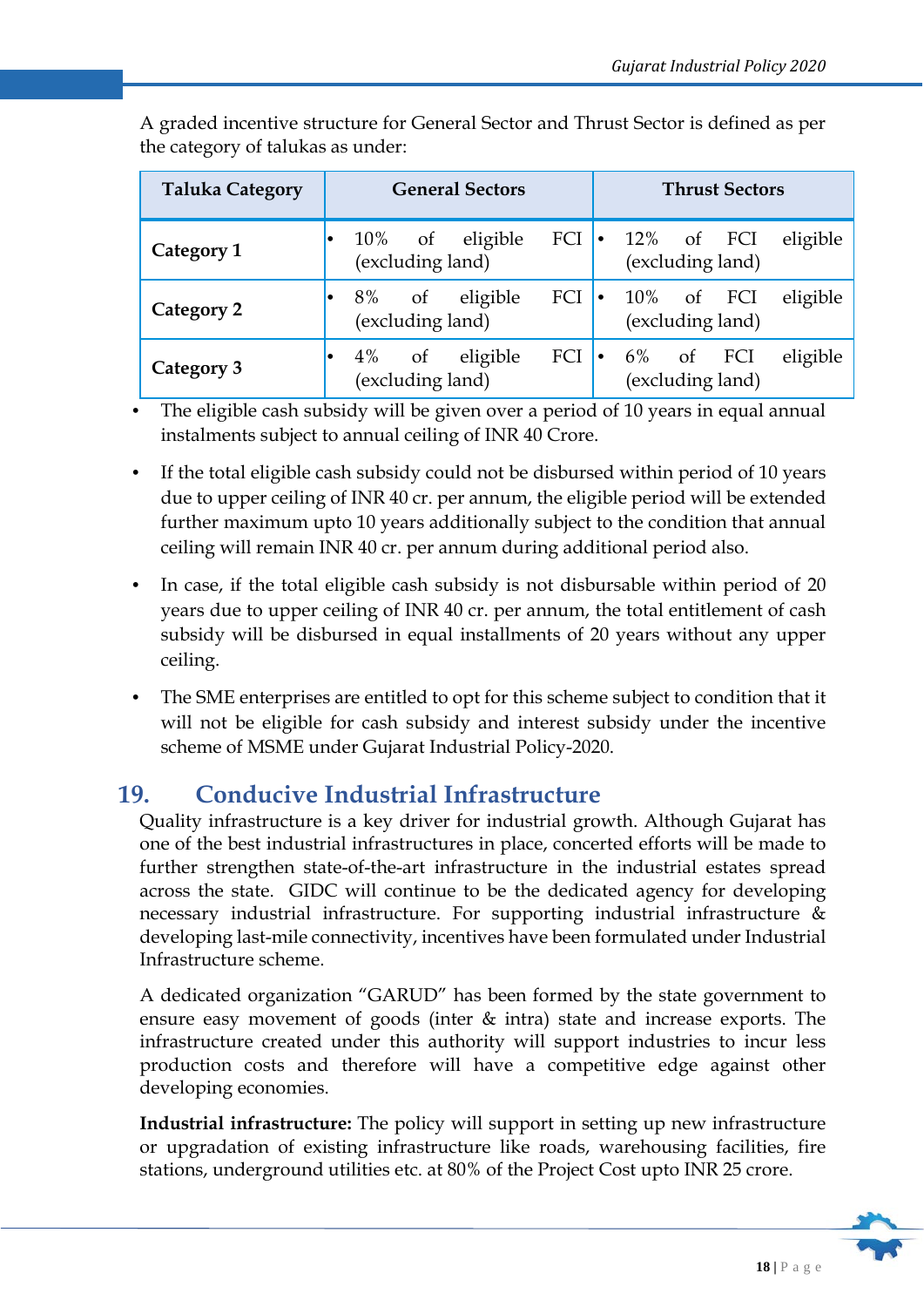A graded incentive structure for General Sector and Thrust Sector is defined as per the category of talukas as under:

| Taluka Category | General Sectors | Thrust Sectors |
|---|---|---|
| **Category 1** | • 10% of eligible FCI (excluding land) | • 12% of FCI eligible (excluding land) |
| **Category 2** | • 8% of eligible FCI (excluding land) | • 10% of FCI eligible (excluding land) |
| **Category 3** | • 4% of eligible FCI (excluding land) | • 6% of FCI eligible (excluding land) |

- The eligible cash subsidy will be given over a period of 10 years in equal annual instalments subject to annual ceiling of INR 40 Crore.
- If the total eligible cash subsidy could not be disbursed within period of 10 years due to upper ceiling of INR 40 cr. per annum, the eligible period will be extended further maximum upto 10 years additionally subject to the condition that annual ceiling will remain INR 40 cr. per annum during additional period also.
- In case, if the total eligible cash subsidy is not disbursable within period of 20 years due to upper ceiling of INR 40 cr. per annum, the total entitlement of cash subsidy will be disbursed in equal installments of 20 years without any upper ceiling.
- The SME enterprises are entitled to opt for this scheme subject to condition that it will not be eligible for cash subsidy and interest subsidy under the incentive scheme of MSME under Gujarat Industrial Policy-2020.

## 19. Conducive Industrial Infrastructure

Quality infrastructure is a key driver for industrial growth. Although Gujarat has one of the best industrial infrastructures in place, concerted efforts will be made to further strengthen state-of-the-art infrastructure in the industrial estates spread across the state. GIDC will continue to be the dedicated agency for developing necessary industrial infrastructure. For supporting industrial infrastructure & developing last-mile connectivity, incentives have been formulated under Industrial Infrastructure scheme.

A dedicated organization "GARUD" has been formed by the state government to ensure easy movement of goods (inter & intra) state and increase exports. The infrastructure created under this authority will support industries to incur less production costs and therefore will have a competitive edge against other developing economies.

**Industrial infrastructure:** The policy will support in setting up new infrastructure or upgradation of existing infrastructure like roads, warehousing facilities, fire stations, underground utilities etc. at 80% of the Project Cost upto INR 25 crore.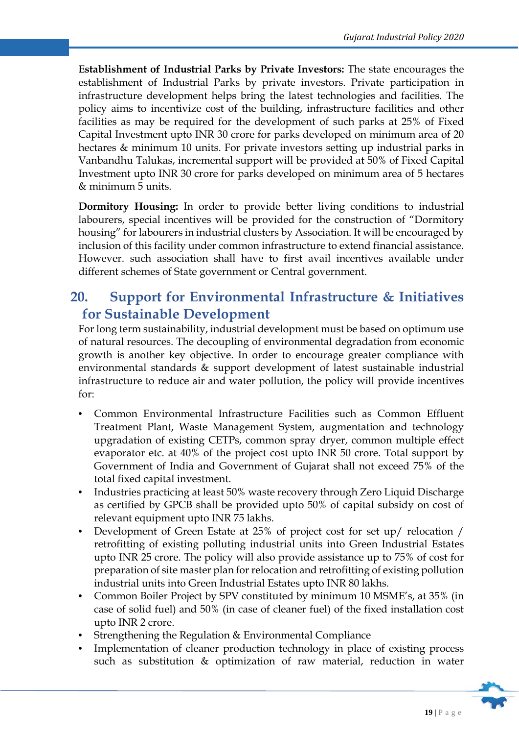**Establishment of Industrial Parks by Private Investors:** The state encourages the establishment of Industrial Parks by private investors. Private participation in infrastructure development helps bring the latest technologies and facilities. The policy aims to incentivize cost of the building, infrastructure facilities and other facilities as may be required for the development of such parks at 25% of Fixed Capital Investment upto INR 30 crore for parks developed on minimum area of 20 hectares & minimum 10 units. For private investors setting up industrial parks in Vanbandhu Talukas, incremental support will be provided at 50% of Fixed Capital Investment upto INR 30 crore for parks developed on minimum area of 5 hectares & minimum 5 units.

**Dormitory Housing:** In order to provide better living conditions to industrial labourers, special incentives will be provided for the construction of "Dormitory housing" for labourers in industrial clusters by Association. It will be encouraged by inclusion of this facility under common infrastructure to extend financial assistance. However. such association shall have to first avail incentives available under different schemes of State government or Central government.

## 20. Support for Environmental Infrastructure & Initiatives for Sustainable Development

For long term sustainability, industrial development must be based on optimum use of natural resources. The decoupling of environmental degradation from economic growth is another key objective. In order to encourage greater compliance with environmental standards & support development of latest sustainable industrial infrastructure to reduce air and water pollution, the policy will provide incentives for:

- Common Environmental Infrastructure Facilities such as Common Effluent Treatment Plant, Waste Management System, augmentation and technology upgradation of existing CETPs, common spray dryer, common multiple effect evaporator etc. at 40% of the project cost upto INR 50 crore. Total support by Government of India and Government of Gujarat shall not exceed 75% of the total fixed capital investment.
- Industries practicing at least 50% waste recovery through Zero Liquid Discharge as certified by GPCB shall be provided upto 50% of capital subsidy on cost of relevant equipment upto INR 75 lakhs.
- Development of Green Estate at 25% of project cost for set up/ relocation / retrofitting of existing polluting industrial units into Green Industrial Estates upto INR 25 crore. The policy will also provide assistance up to 75% of cost for preparation of site master plan for relocation and retrofitting of existing pollution industrial units into Green Industrial Estates upto INR 80 lakhs.
- Common Boiler Project by SPV constituted by minimum 10 MSME's, at 35% (in case of solid fuel) and 50% (in case of cleaner fuel) of the fixed installation cost upto INR 2 crore.
- Strengthening the Regulation & Environmental Compliance
- Implementation of cleaner production technology in place of existing process such as substitution & optimization of raw material, reduction in water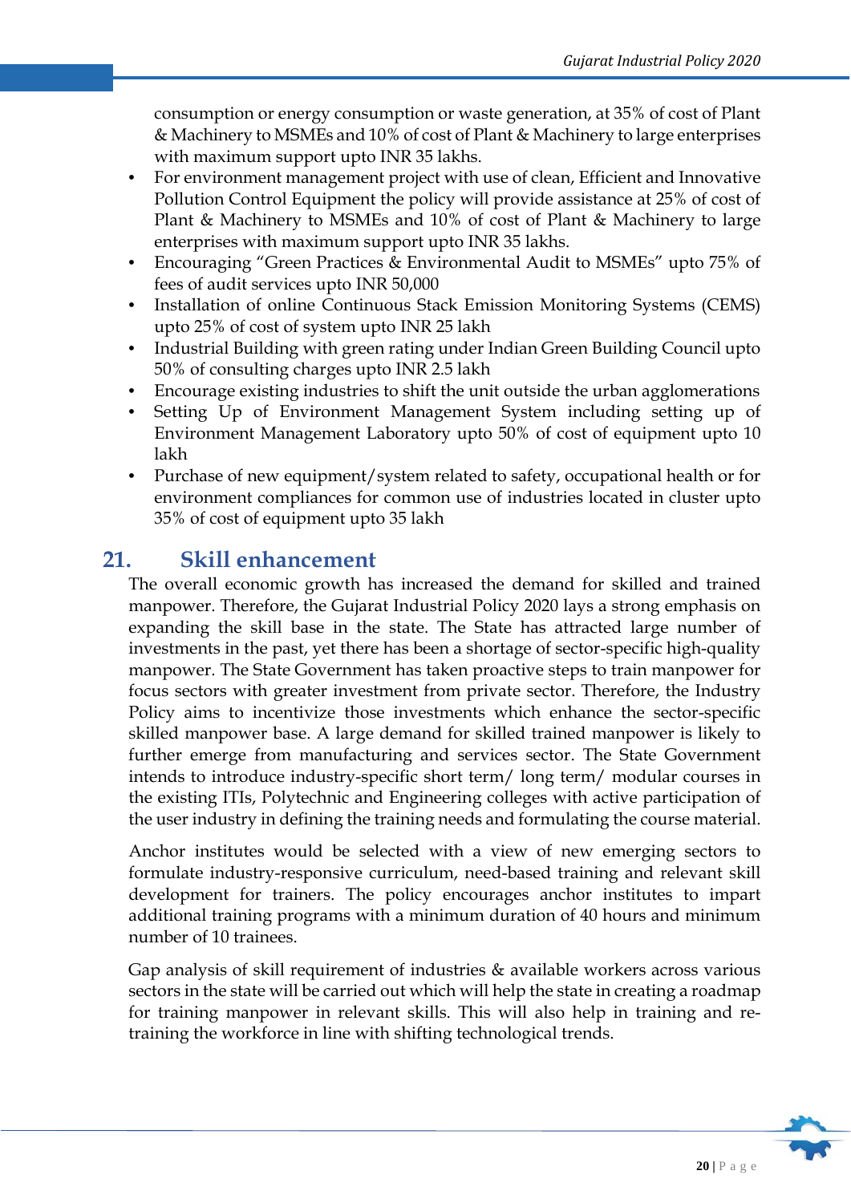consumption or energy consumption or waste generation, at 35% of cost of Plant & Machinery to MSMEs and 10% of cost of Plant & Machinery to large enterprises with maximum support upto INR 35 lakhs.

- For environment management project with use of clean, Efficient and Innovative Pollution Control Equipment the policy will provide assistance at 25% of cost of Plant & Machinery to MSMEs and 10% of cost of Plant & Machinery to large enterprises with maximum support upto INR 35 lakhs.
- Encouraging "Green Practices & Environmental Audit to MSMEs" upto 75% of fees of audit services upto INR 50,000
- Installation of online Continuous Stack Emission Monitoring Systems (CEMS) upto 25% of cost of system upto INR 25 lakh
- Industrial Building with green rating under Indian Green Building Council upto 50% of consulting charges upto INR 2.5 lakh
- Encourage existing industries to shift the unit outside the urban agglomerations
- Setting Up of Environment Management System including setting up of Environment Management Laboratory upto 50% of cost of equipment upto 10 lakh
- Purchase of new equipment/system related to safety, occupational health or for environment compliances for common use of industries located in cluster upto 35% of cost of equipment upto 35 lakh

## 21. Skill enhancement

The overall economic growth has increased the demand for skilled and trained manpower. Therefore, the Gujarat Industrial Policy 2020 lays a strong emphasis on expanding the skill base in the state. The State has attracted large number of investments in the past, yet there has been a shortage of sector-specific high-quality manpower. The State Government has taken proactive steps to train manpower for focus sectors with greater investment from private sector. Therefore, the Industry Policy aims to incentivize those investments which enhance the sector-specific skilled manpower base. A large demand for skilled trained manpower is likely to further emerge from manufacturing and services sector. The State Government intends to introduce industry-specific short term/ long term/ modular courses in the existing ITIs, Polytechnic and Engineering colleges with active participation of the user industry in defining the training needs and formulating the course material.

Anchor institutes would be selected with a view of new emerging sectors to formulate industry-responsive curriculum, need-based training and relevant skill development for trainers. The policy encourages anchor institutes to impart additional training programs with a minimum duration of 40 hours and minimum number of 10 trainees.

Gap analysis of skill requirement of industries & available workers across various sectors in the state will be carried out which will help the state in creating a roadmap for training manpower in relevant skills. This will also help in training and re-training the workforce in line with shifting technological trends.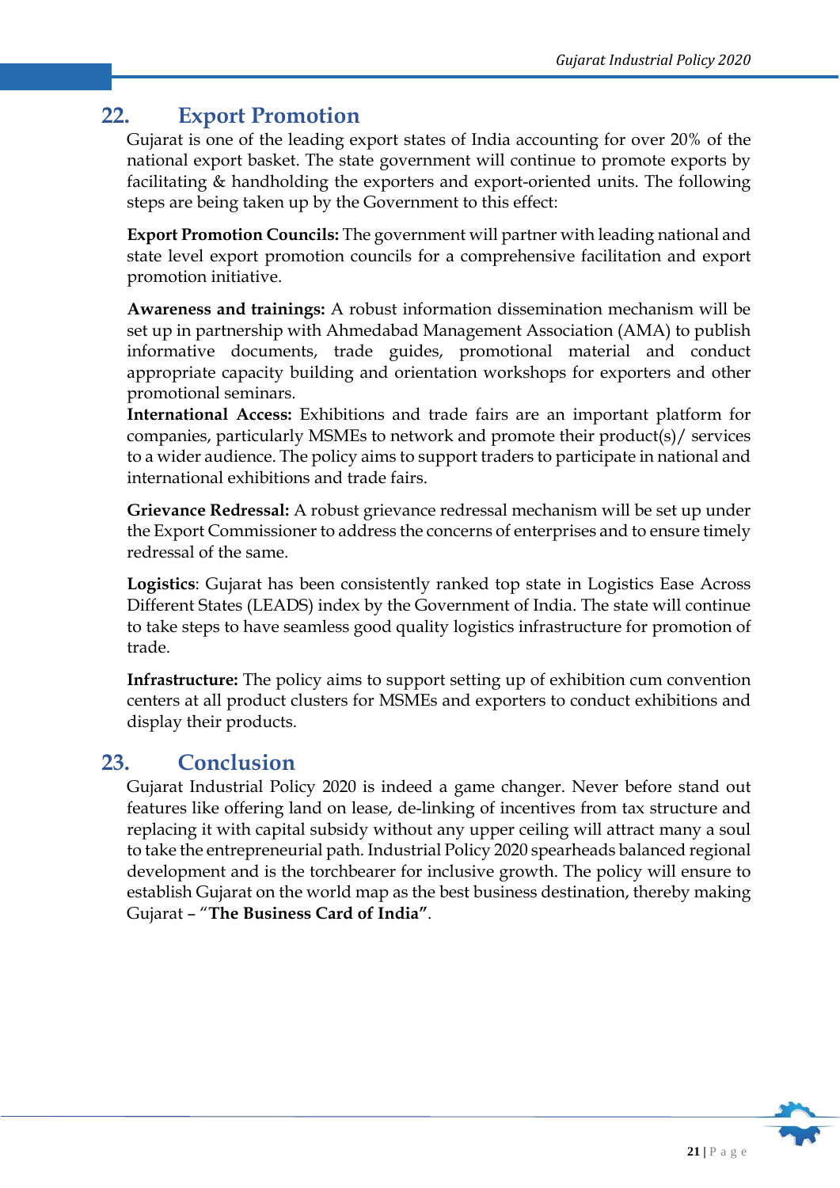## 22. Export Promotion

Gujarat is one of the leading export states of India accounting for over 20% of the national export basket. The state government will continue to promote exports by facilitating & handholding the exporters and export-oriented units. The following steps are being taken up by the Government to this effect:

**Export Promotion Councils:** The government will partner with leading national and state level export promotion councils for a comprehensive facilitation and export promotion initiative.

**Awareness and trainings:** A robust information dissemination mechanism will be set up in partnership with Ahmedabad Management Association (AMA) to publish informative documents, trade guides, promotional material and conduct appropriate capacity building and orientation workshops for exporters and other promotional seminars.

**International Access:** Exhibitions and trade fairs are an important platform for companies, particularly MSMEs to network and promote their product(s)/ services to a wider audience. The policy aims to support traders to participate in national and international exhibitions and trade fairs.

**Grievance Redressal:** A robust grievance redressal mechanism will be set up under the Export Commissioner to address the concerns of enterprises and to ensure timely redressal of the same.

**Logistics**: Gujarat has been consistently ranked top state in Logistics Ease Across Different States (LEADS) index by the Government of India. The state will continue to take steps to have seamless good quality logistics infrastructure for promotion of trade.

**Infrastructure:** The policy aims to support setting up of exhibition cum convention centers at all product clusters for MSMEs and exporters to conduct exhibitions and display their products.

## 23. Conclusion

Gujarat Industrial Policy 2020 is indeed a game changer. Never before stand out features like offering land on lease, de-linking of incentives from tax structure and replacing it with capital subsidy without any upper ceiling will attract many a soul to take the entrepreneurial path. Industrial Policy 2020 spearheads balanced regional development and is the torchbearer for inclusive growth. The policy will ensure to establish Gujarat on the world map as the best business destination, thereby making Gujarat – "**The Business Card of India"**.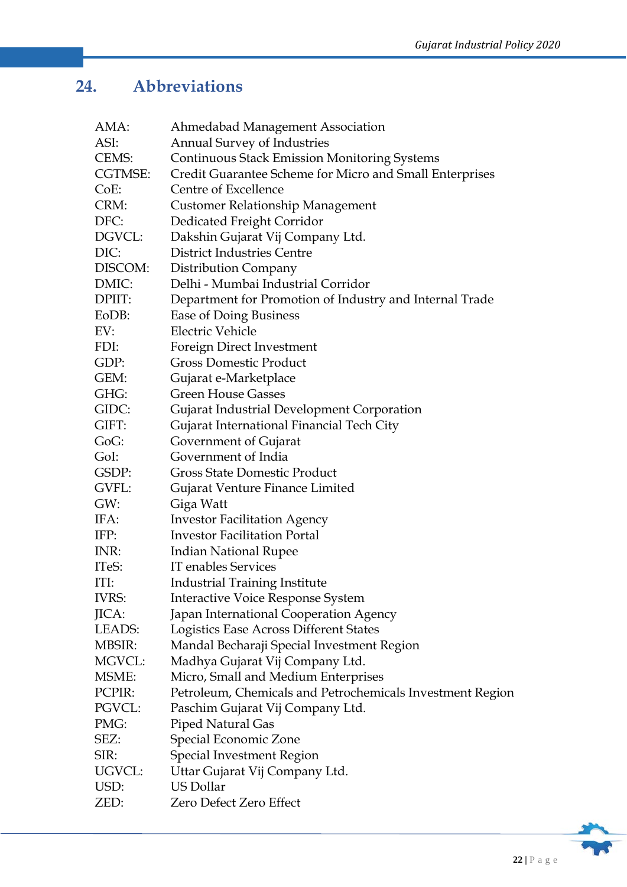## 24. Abbreviations

| | |
|---|---|
| AMA: | Ahmedabad Management Association |
| ASI: | Annual Survey of Industries |
| CEMS: | Continuous Stack Emission Monitoring Systems |
| CGTMSE: | Credit Guarantee Scheme for Micro and Small Enterprises |
| CoE: | Centre of Excellence |
| CRM: | Customer Relationship Management |
| DFC: | Dedicated Freight Corridor |
| DGVCL: | Dakshin Gujarat Vij Company Ltd. |
| DIC: | District Industries Centre |
| DISCOM: | Distribution Company |
| DMIC: | Delhi - Mumbai Industrial Corridor |
| DPIIT: | Department for Promotion of Industry and Internal Trade |
| EoDB: | Ease of Doing Business |
| EV: | Electric Vehicle |
| FDI: | Foreign Direct Investment |
| GDP: | Gross Domestic Product |
| GEM: | Gujarat e-Marketplace |
| GHG: | Green House Gasses |
| GIDC: | Gujarat Industrial Development Corporation |
| GIFT: | Gujarat International Financial Tech City |
| GoG: | Government of Gujarat |
| GoI: | Government of India |
| GSDP: | Gross State Domestic Product |
| GVFL: | Gujarat Venture Finance Limited |
| GW: | Giga Watt |
| IFA: | Investor Facilitation Agency |
| IFP: | Investor Facilitation Portal |
| INR: | Indian National Rupee |
| ITeS: | IT enables Services |
| ITI: | Industrial Training Institute |
| IVRS: | Interactive Voice Response System |
| JICA: | Japan International Cooperation Agency |
| LEADS: | Logistics Ease Across Different States |
| MBSIR: | Mandal Becharaji Special Investment Region |
| MGVCL: | Madhya Gujarat Vij Company Ltd. |
| MSME: | Micro, Small and Medium Enterprises |
| PCPIR: | Petroleum, Chemicals and Petrochemicals Investment Region |
| PGVCL: | Paschim Gujarat Vij Company Ltd. |
| PMG: | Piped Natural Gas |
| SEZ: | Special Economic Zone |
| SIR: | Special Investment Region |
| UGVCL: | Uttar Gujarat Vij Company Ltd. |
| USD: | US Dollar |
| ZED: | Zero Defect Zero Effect |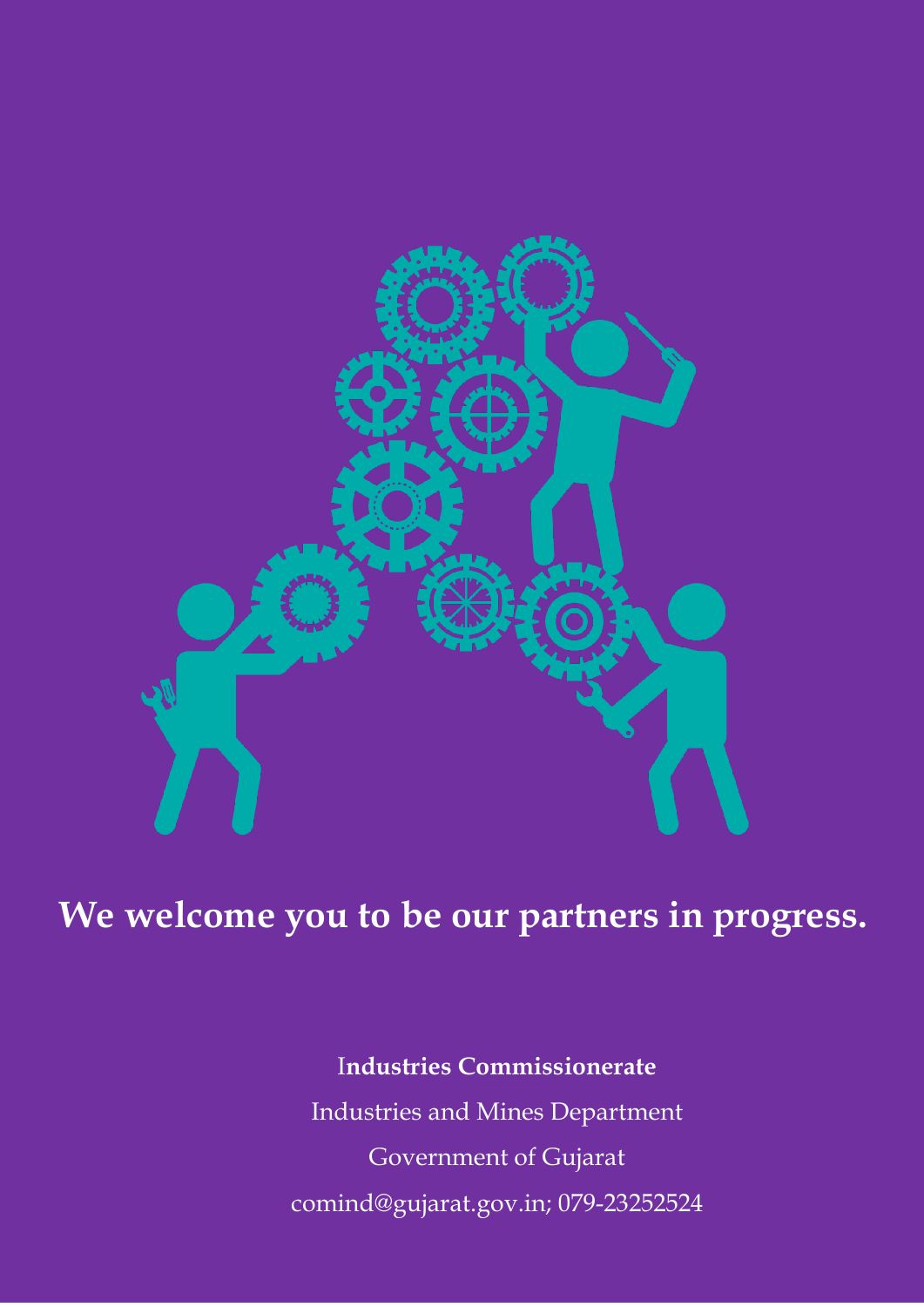**We welcome you to be our partners in progress.**

**Industries Commissionerate**

Industries and Mines Department

Government of Gujarat

comind@gujarat.gov.in; 079-23252524